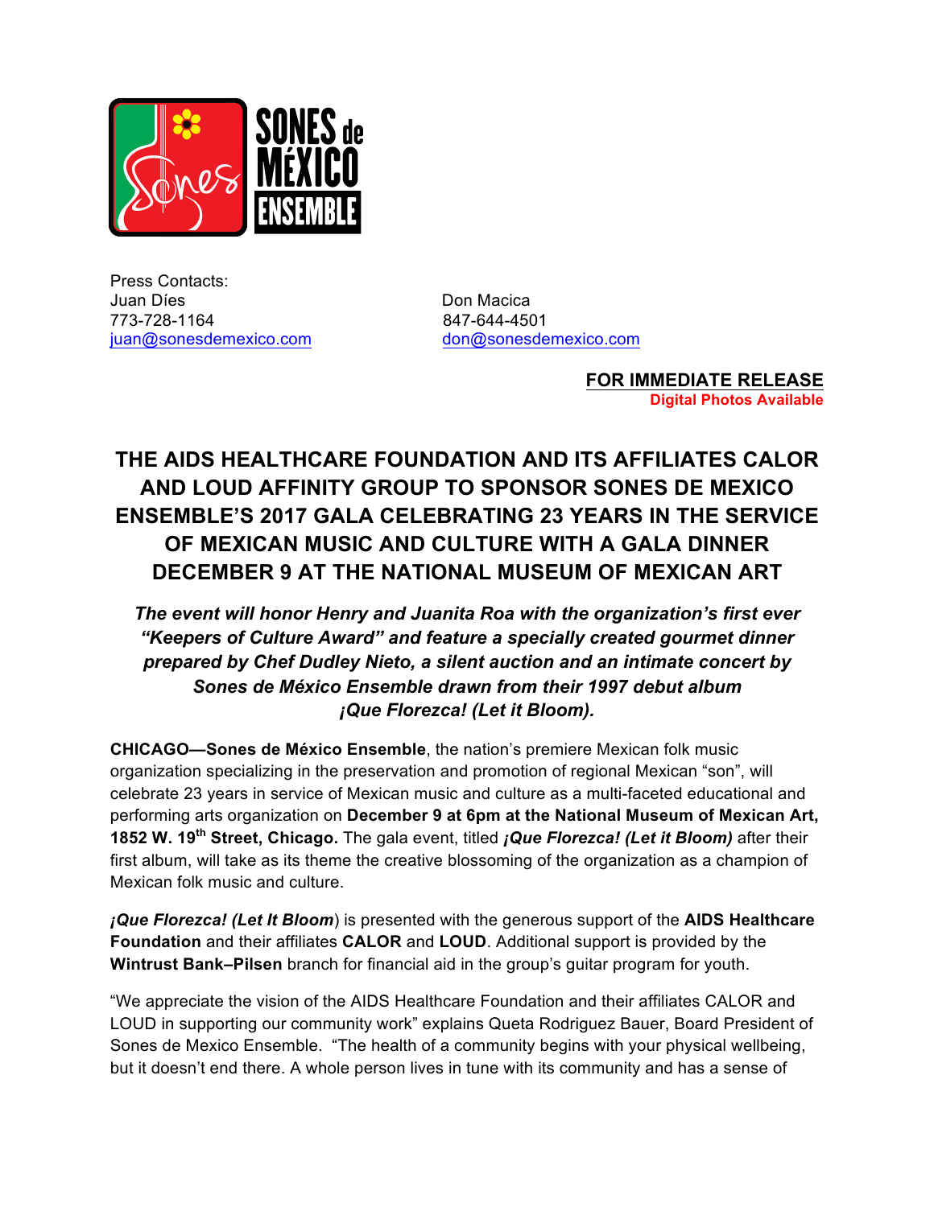Press Contacts:
Juan Díes
773-728-1164
juan@sonesdemexico.com

Don Macica
847-644-4501
don@sonesdemexico.com

**FOR IMMEDIATE RELEASE**
**Digital Photos Available**

# THE AIDS HEALTHCARE FOUNDATION AND ITS AFFILIATES CALOR AND LOUD AFFINITY GROUP TO SPONSOR SONES DE MEXICO ENSEMBLE'S 2017 GALA CELEBRATING 23 YEARS IN THE SERVICE OF MEXICAN MUSIC AND CULTURE WITH A GALA DINNER DECEMBER 9 AT THE NATIONAL MUSEUM OF MEXICAN ART

***The event will honor Henry and Juanita Roa with the organization's first ever "Keepers of Culture Award" and feature a specially created gourmet dinner prepared by Chef Dudley Nieto, a silent auction and an intimate concert by Sones de México Ensemble drawn from their 1997 debut album ¡Que Florezca! (Let it Bloom).***

**CHICAGO—Sones de México Ensemble**, the nation's premiere Mexican folk music organization specializing in the preservation and promotion of regional Mexican "son", will celebrate 23 years in service of Mexican music and culture as a multi-faceted educational and performing arts organization on **December 9 at 6pm at the National Museum of Mexican Art, 1852 W. 19th Street, Chicago.** The gala event, titled ***¡Que Florezca! (Let it Bloom)*** after their first album, will take as its theme the creative blossoming of the organization as a champion of Mexican folk music and culture.

***¡Que Florezca! (Let It Bloom)*** is presented with the generous support of the **AIDS Healthcare Foundation** and their affiliates **CALOR** and **LOUD**. Additional support is provided by the **Wintrust Bank–Pilsen** branch for financial aid in the group's guitar program for youth.

"We appreciate the vision of the AIDS Healthcare Foundation and their affiliates CALOR and LOUD in supporting our community work" explains Queta Rodriguez Bauer, Board President of Sones de Mexico Ensemble. "The health of a community begins with your physical wellbeing, but it doesn't end there. A whole person lives in tune with its community and has a sense of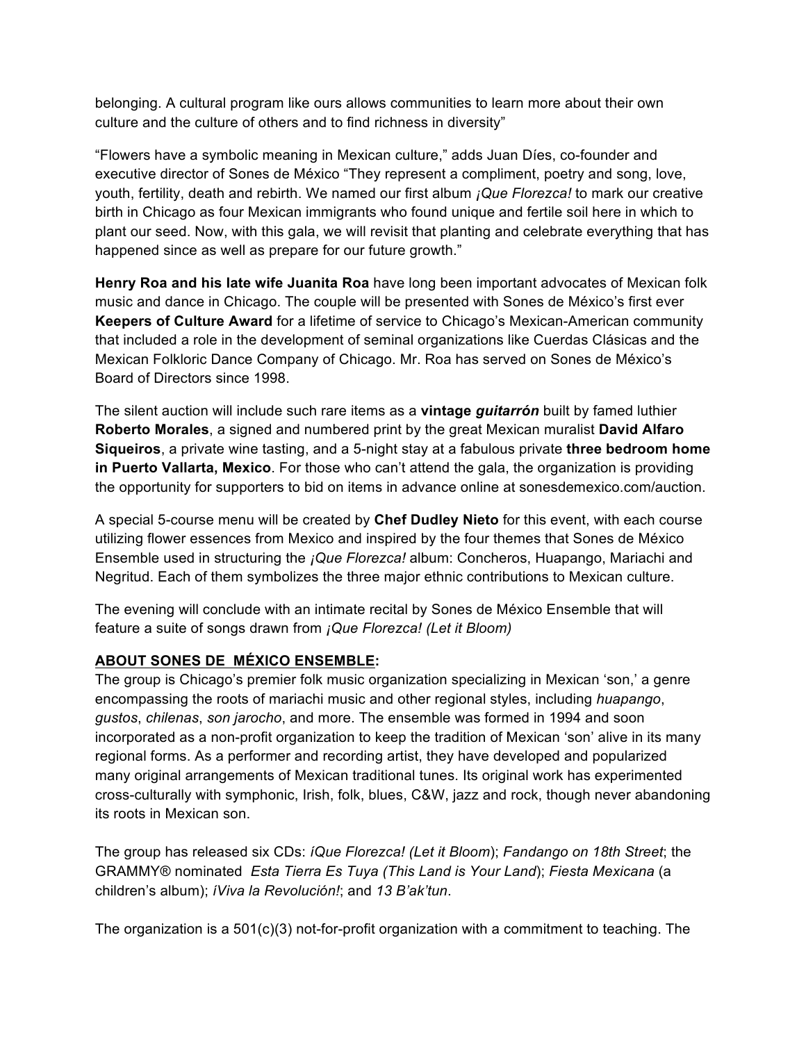belonging. A cultural program like ours allows communities to learn more about their own culture and the culture of others and to find richness in diversity"

"Flowers have a symbolic meaning in Mexican culture," adds Juan Díes, co-founder and executive director of Sones de México "They represent a compliment, poetry and song, love, youth, fertility, death and rebirth. We named our first album *¡Que Florezca!* to mark our creative birth in Chicago as four Mexican immigrants who found unique and fertile soil here in which to plant our seed. Now, with this gala, we will revisit that planting and celebrate everything that has happened since as well as prepare for our future growth."

**Henry Roa and his late wife Juanita Roa** have long been important advocates of Mexican folk music and dance in Chicago. The couple will be presented with Sones de México's first ever **Keepers of Culture Award** for a lifetime of service to Chicago's Mexican-American community that included a role in the development of seminal organizations like Cuerdas Clásicas and the Mexican Folkloric Dance Company of Chicago. Mr. Roa has served on Sones de México's Board of Directors since 1998.

The silent auction will include such rare items as a **vintage *guitarrón*** built by famed luthier **Roberto Morales**, a signed and numbered print by the great Mexican muralist **David Alfaro Siqueiros**, a private wine tasting, and a 5-night stay at a fabulous private **three bedroom home in Puerto Vallarta, Mexico**. For those who can't attend the gala, the organization is providing the opportunity for supporters to bid on items in advance online at sonesdemexico.com/auction.

A special 5-course menu will be created by **Chef Dudley Nieto** for this event, with each course utilizing flower essences from Mexico and inspired by the four themes that Sones de México Ensemble used in structuring the *¡Que Florezca!* album: Concheros, Huapango, Mariachi and Negritud. Each of them symbolizes the three major ethnic contributions to Mexican culture.

The evening will conclude with an intimate recital by Sones de México Ensemble that will feature a suite of songs drawn from *¡Que Florezca! (Let it Bloom)*

**ABOUT SONES DE MÉXICO ENSEMBLE:**

The group is Chicago's premier folk music organization specializing in Mexican 'son,' a genre encompassing the roots of mariachi music and other regional styles, including *huapango*, *gustos*, *chilenas*, *son jarocho*, and more. The ensemble was formed in 1994 and soon incorporated as a non-profit organization to keep the tradition of Mexican 'son' alive in its many regional forms. As a performer and recording artist, they have developed and popularized many original arrangements of Mexican traditional tunes. Its original work has experimented cross-culturally with symphonic, Irish, folk, blues, C&W, jazz and rock, though never abandoning its roots in Mexican son.

The group has released six CDs: *íQue Florezca! (Let it Bloom*); *Fandango on 18th Street*; the GRAMMY® nominated *Esta Tierra Es Tuya (This Land is Your Land*); *Fiesta Mexicana* (a children's album); *íViva la Revolución!*; and *13 B'ak'tun*.

The organization is a 501(c)(3) not-for-profit organization with a commitment to teaching. The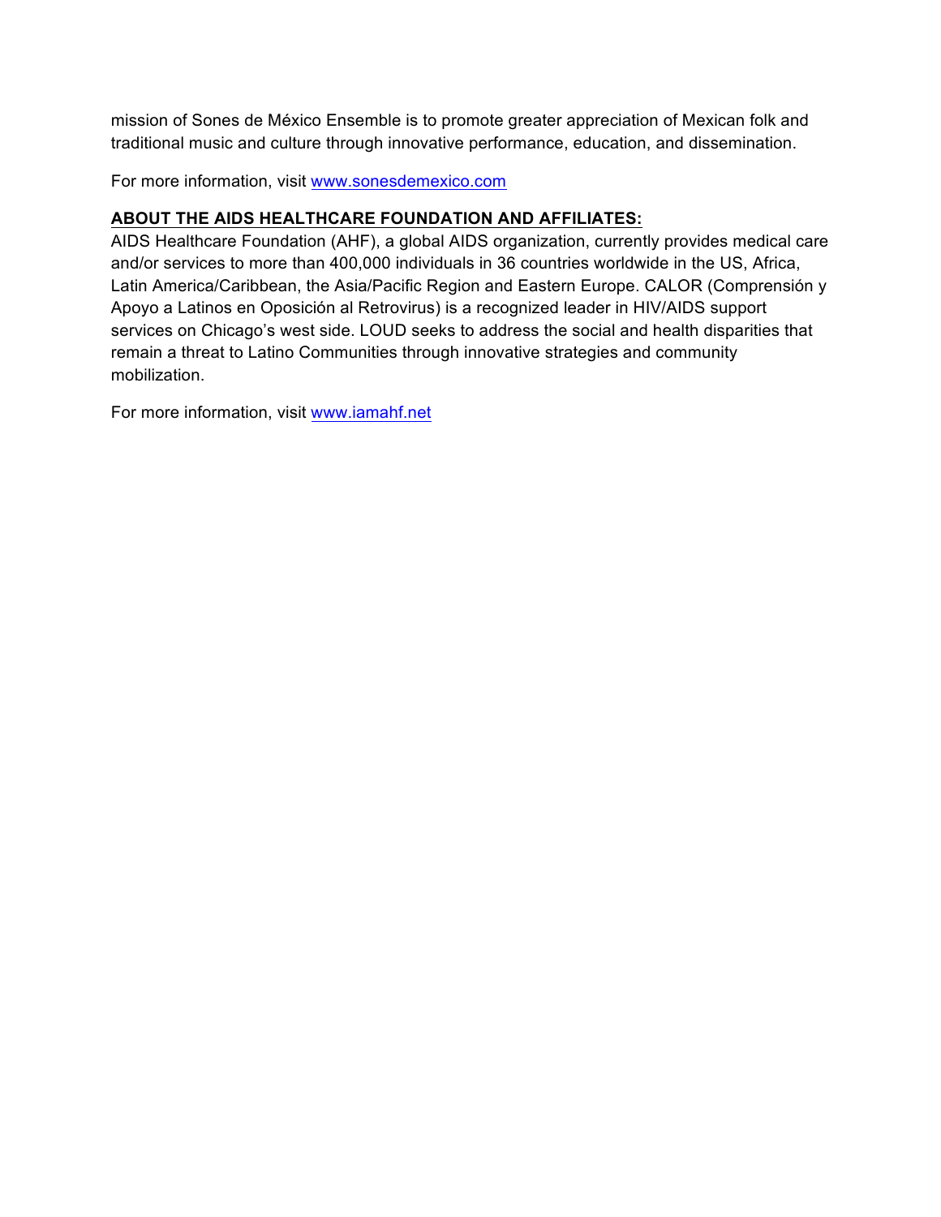mission of Sones de México Ensemble is to promote greater appreciation of Mexican folk and traditional music and culture through innovative performance, education, and dissemination.

For more information, visit [www.sonesdemexico.com](http://www.sonesdemexico.com)

**ABOUT THE AIDS HEALTHCARE FOUNDATION AND AFFILIATES:**

AIDS Healthcare Foundation (AHF), a global AIDS organization, currently provides medical care and/or services to more than 400,000 individuals in 36 countries worldwide in the US, Africa, Latin America/Caribbean, the Asia/Pacific Region and Eastern Europe. CALOR (Comprensión y Apoyo a Latinos en Oposición al Retrovirus) is a recognized leader in HIV/AIDS support services on Chicago's west side. LOUD seeks to address the social and health disparities that remain a threat to Latino Communities through innovative strategies and community mobilization.

For more information, visit [www.iamahf.net](http://www.iamahf.net)